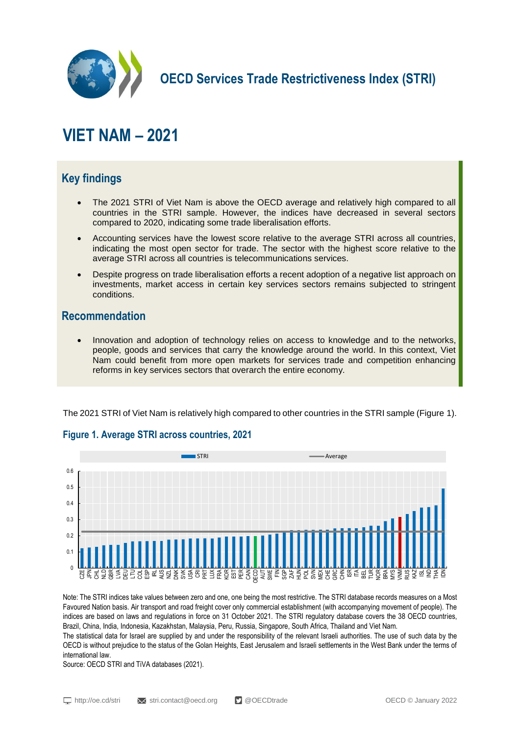OECD Services Trade Restrictiveness Index (STRI)

# VIET NAM – 2021

## Key findings

- The 2021 STRI of Viet Nam is above the OECD average and relatively high compared to all countries in the STRI sample. However, the indices have decreased in several sectors compared to 2020, indicating some trade liberalisation efforts.
- Accounting services have the lowest score relative to the average STRI across all countries, indicating the most open sector for trade. The sector with the highest score relative to the average STRI across all countries is telecommunications services.
- Despite progress on trade liberalisation efforts a recent adoption of a negative list approach on investments, market access in certain key services sectors remains subjected to stringent conditions.

## Recommendation

- Innovation and adoption of technology relies on access to knowledge and to the networks, people, goods and services that carry the knowledge around the world. In this context, Viet Nam could benefit from more open markets for services trade and competition enhancing reforms in key services sectors that overarch the entire economy.

The 2021 STRI of Viet Nam is relatively high compared to other countries in the STRI sample (Figure 1).

### Figure 1. Average STRI across countries, 2021

Note: The STRI indices take values between zero and one, one being the most restrictive. The STRI database records measures on a Most Favoured Nation basis. Air transport and road freight cover only commercial establishment (with accompanying movement of people). The indices are based on laws and regulations in force on 31 October 2021. The STRI regulatory database covers the 38 OECD countries, Brazil, China, India, Indonesia, Kazakhstan, Malaysia, Peru, Russia, Singapore, South Africa, Thailand and Viet Nam.

The statistical data for Israel are supplied by and under the responsibility of the relevant Israeli authorities. The use of such data by the OECD is without prejudice to the status of the Golan Heights, East Jerusalem and Israeli settlements in the West Bank under the terms of international law.

Source: OECD STRI and TiVA databases (2021).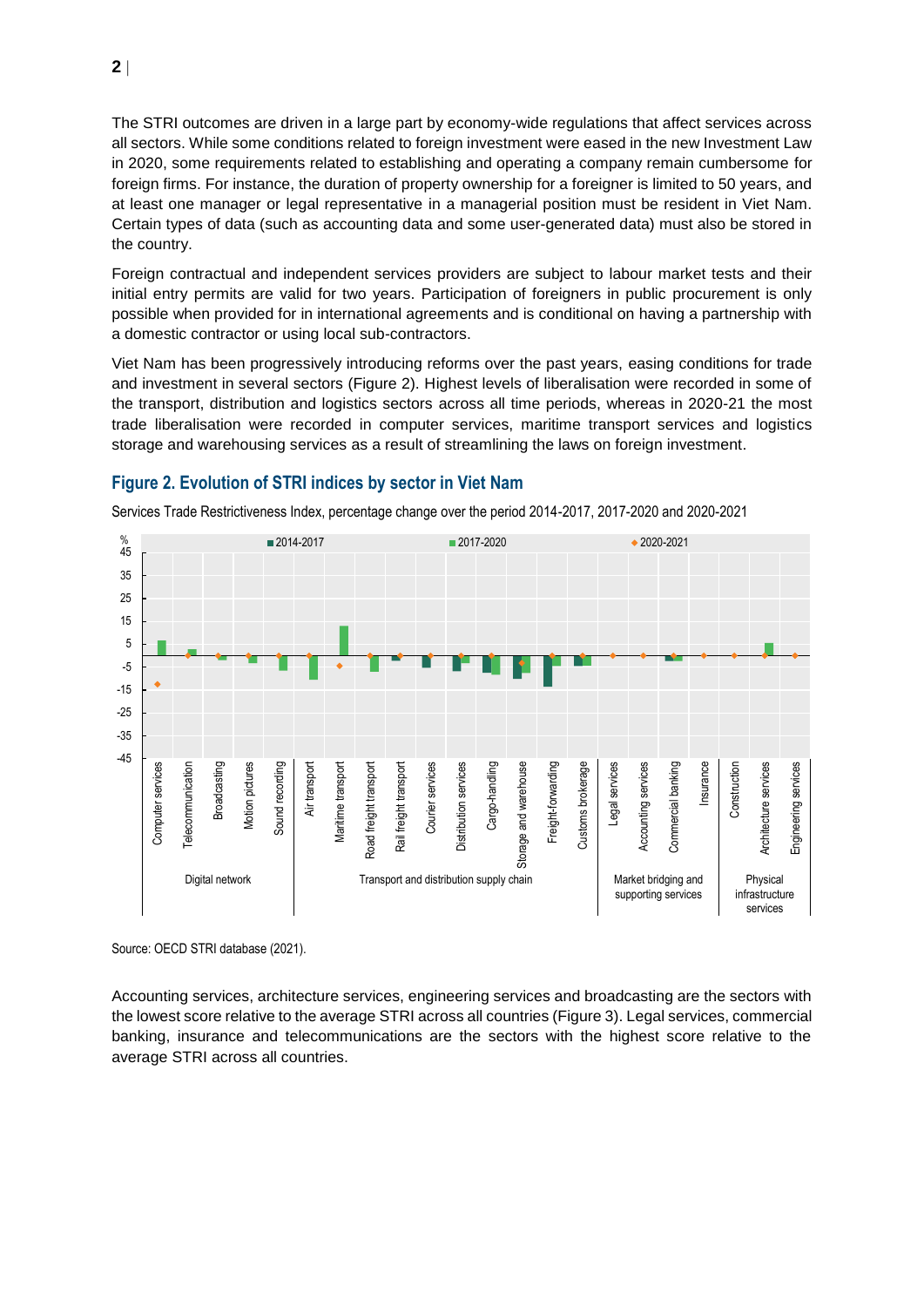The STRI outcomes are driven in a large part by economy-wide regulations that affect services across all sectors. While some conditions related to foreign investment were eased in the new Investment Law in 2020, some requirements related to establishing and operating a company remain cumbersome for foreign firms. For instance, the duration of property ownership for a foreigner is limited to 50 years, and at least one manager or legal representative in a managerial position must be resident in Viet Nam. Certain types of data (such as accounting data and some user-generated data) must also be stored in the country.

Foreign contractual and independent services providers are subject to labour market tests and their initial entry permits are valid for two years. Participation of foreigners in public procurement is only possible when provided for in international agreements and is conditional on having a partnership with a domestic contractor or using local sub-contractors.

Viet Nam has been progressively introducing reforms over the past years, easing conditions for trade and investment in several sectors (Figure 2). Highest levels of liberalisation were recorded in some of the transport, distribution and logistics sectors across all time periods, whereas in 2020-21 the most trade liberalisation were recorded in computer services, maritime transport services and logistics storage and warehousing services as a result of streamlining the laws on foreign investment.

## Figure 2. Evolution of STRI indices by sector in Viet Nam

Services Trade Restrictiveness Index, percentage change over the period 2014-2017, 2017-2020 and 2020-2021

Source: OECD STRI database (2021).

Accounting services, architecture services, engineering services and broadcasting are the sectors with the lowest score relative to the average STRI across all countries (Figure 3). Legal services, commercial banking, insurance and telecommunications are the sectors with the highest score relative to the average STRI across all countries.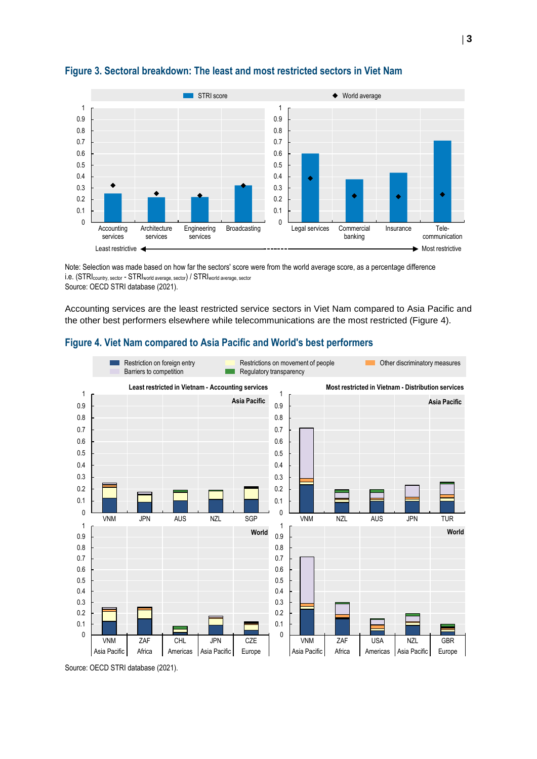## Figure 3. Sectoral breakdown: The least and most restricted sectors in Viet Nam

Note: Selection was made based on how far the sectors' score were from the world average score, as a percentage difference i.e. $(STRI_{country, sector} - STRI_{world\ average, sector}) / STRI_{world\ average, sector}$

Source: OECD STRI database (2021).

Accounting services are the least restricted service sectors in Viet Nam compared to Asia Pacific and the other best performers elsewhere while telecommunications are the most restricted (Figure 4).

## Figure 4. Viet Nam compared to Asia Pacific and World's best performers

Source: OECD STRI database (2021).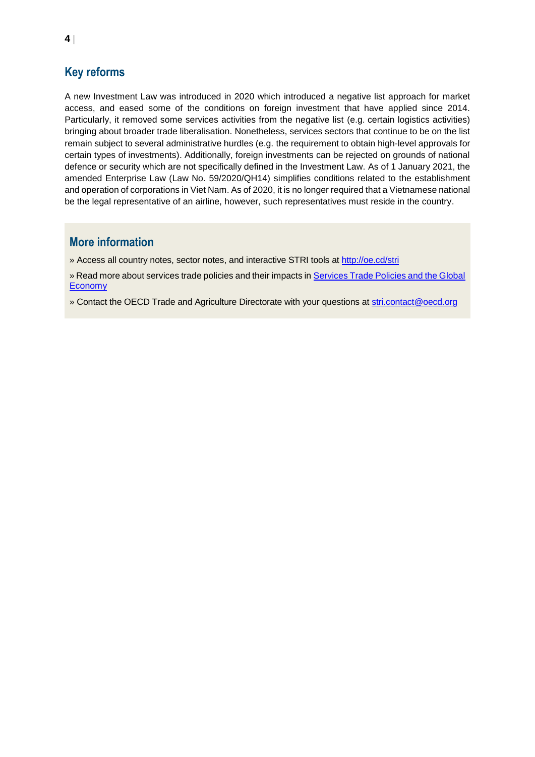## Key reforms

A new Investment Law was introduced in 2020 which introduced a negative list approach for market access, and eased some of the conditions on foreign investment that have applied since 2014. Particularly, it removed some services activities from the negative list (e.g. certain logistics activities) bringing about broader trade liberalisation. Nonetheless, services sectors that continue to be on the list remain subject to several administrative hurdles (e.g. the requirement to obtain high-level approvals for certain types of investments). Additionally, foreign investments can be rejected on grounds of national defence or security which are not specifically defined in the Investment Law. As of 1 January 2021, the amended Enterprise Law (Law No. 59/2020/QH14) simplifies conditions related to the establishment and operation of corporations in Viet Nam. As of 2020, it is no longer required that a Vietnamese national be the legal representative of an airline, however, such representatives must reside in the country.

## More information

» Access all country notes, sector notes, and interactive STRI tools at [http://oe.cd/stri](http://oe.cd/stri)

» Read more about services trade policies and their impacts in [Services Trade Policies and the Global Economy](#)

» Contact the OECD Trade and Agriculture Directorate with your questions at [stri.contact@oecd.org](mailto:stri.contact@oecd.org)